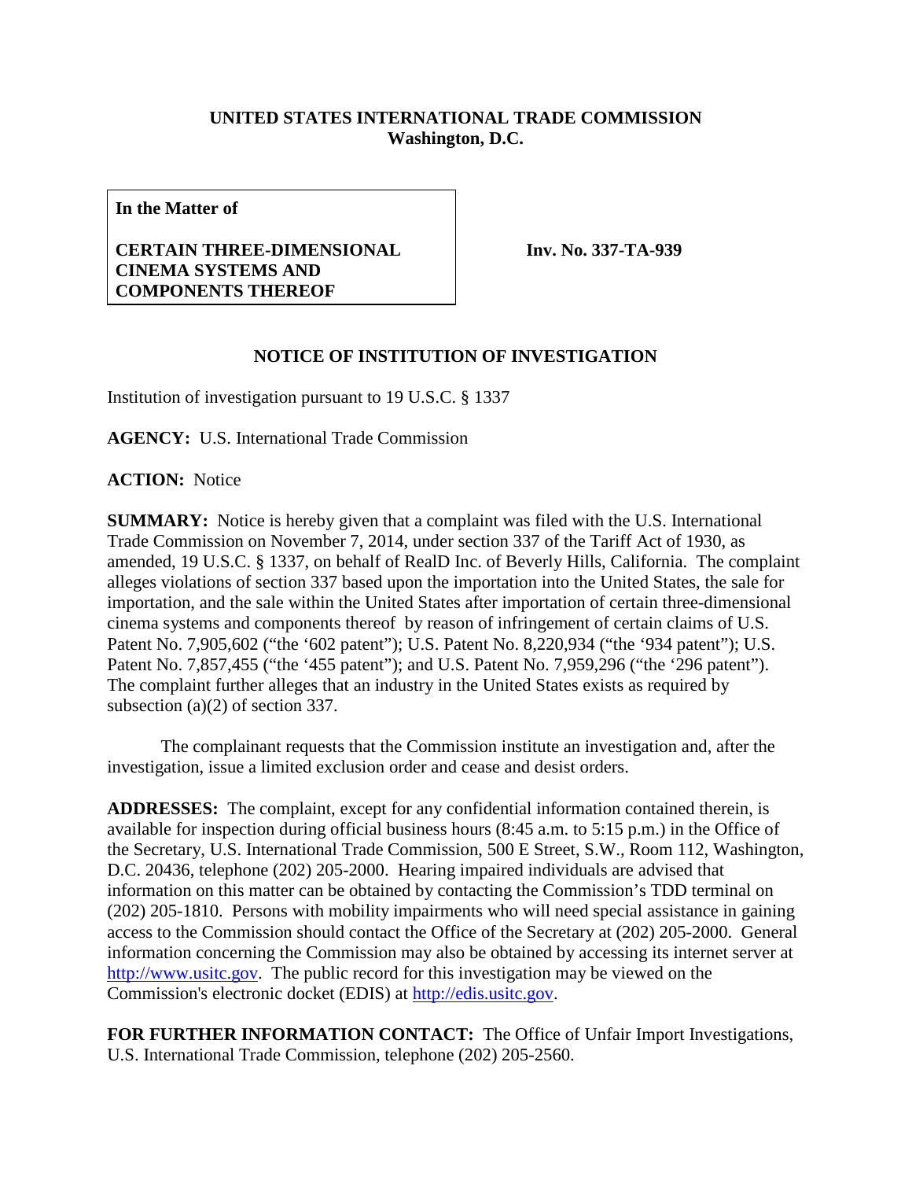**UNITED STATES INTERNATIONAL TRADE COMMISSION**
**Washington, D.C.**

| **In the Matter of** <br><br> **CERTAIN THREE-DIMENSIONAL CINEMA SYSTEMS AND COMPONENTS THEREOF** | **Inv. No. 337-TA-939** |
|---|---|

**NOTICE OF INSTITUTION OF INVESTIGATION**

Institution of investigation pursuant to 19 U.S.C. § 1337

**AGENCY:** U.S. International Trade Commission

**ACTION:** Notice

**SUMMARY:** Notice is hereby given that a complaint was filed with the U.S. International Trade Commission on November 7, 2014, under section 337 of the Tariff Act of 1930, as amended, 19 U.S.C. § 1337, on behalf of RealD Inc. of Beverly Hills, California. The complaint alleges violations of section 337 based upon the importation into the United States, the sale for importation, and the sale within the United States after importation of certain three-dimensional cinema systems and components thereof by reason of infringement of certain claims of U.S. Patent No. 7,905,602 ("the '602 patent"); U.S. Patent No. 8,220,934 ("the '934 patent"); U.S. Patent No. 7,857,455 ("the '455 patent"); and U.S. Patent No. 7,959,296 ("the '296 patent"). The complaint further alleges that an industry in the United States exists as required by subsection (a)(2) of section 337.

The complainant requests that the Commission institute an investigation and, after the investigation, issue a limited exclusion order and cease and desist orders.

**ADDRESSES:** The complaint, except for any confidential information contained therein, is available for inspection during official business hours (8:45 a.m. to 5:15 p.m.) in the Office of the Secretary, U.S. International Trade Commission, 500 E Street, S.W., Room 112, Washington, D.C. 20436, telephone (202) 205-2000. Hearing impaired individuals are advised that information on this matter can be obtained by contacting the Commission's TDD terminal on (202) 205-1810. Persons with mobility impairments who will need special assistance in gaining access to the Commission should contact the Office of the Secretary at (202) 205-2000. General information concerning the Commission may also be obtained by accessing its internet server at http://www.usitc.gov. The public record for this investigation may be viewed on the Commission's electronic docket (EDIS) at http://edis.usitc.gov.

**FOR FURTHER INFORMATION CONTACT:** The Office of Unfair Import Investigations, U.S. International Trade Commission, telephone (202) 205-2560.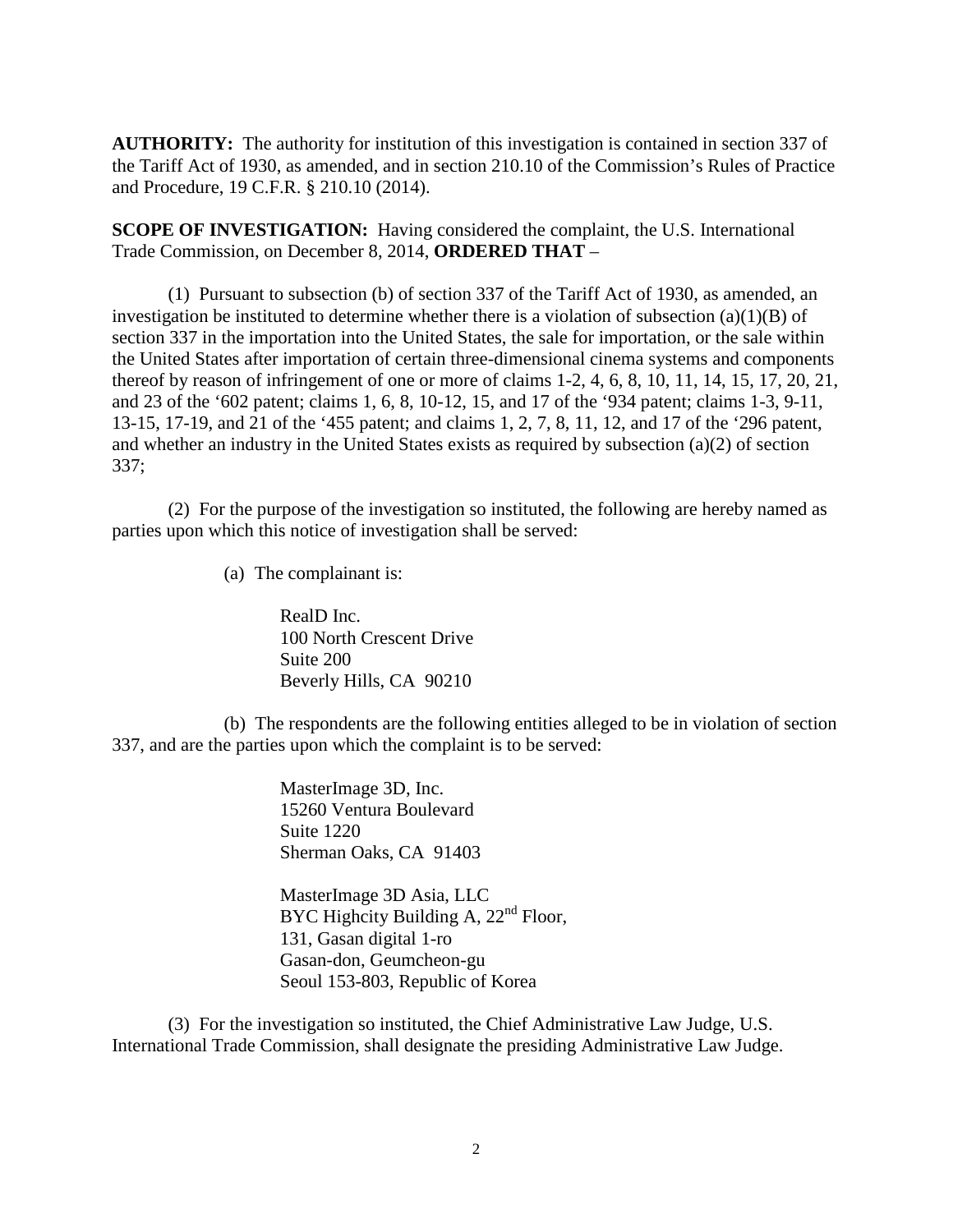**AUTHORITY:** The authority for institution of this investigation is contained in section 337 of the Tariff Act of 1930, as amended, and in section 210.10 of the Commission's Rules of Practice and Procedure, 19 C.F.R. § 210.10 (2014).

**SCOPE OF INVESTIGATION:** Having considered the complaint, the U.S. International Trade Commission, on December 8, 2014, **ORDERED THAT** –

(1) Pursuant to subsection (b) of section 337 of the Tariff Act of 1930, as amended, an investigation be instituted to determine whether there is a violation of subsection (a)(1)(B) of section 337 in the importation into the United States, the sale for importation, or the sale within the United States after importation of certain three-dimensional cinema systems and components thereof by reason of infringement of one or more of claims 1-2, 4, 6, 8, 10, 11, 14, 15, 17, 20, 21, and 23 of the '602 patent; claims 1, 6, 8, 10-12, 15, and 17 of the '934 patent; claims 1-3, 9-11, 13-15, 17-19, and 21 of the '455 patent; and claims 1, 2, 7, 8, 11, 12, and 17 of the '296 patent, and whether an industry in the United States exists as required by subsection (a)(2) of section 337;

(2) For the purpose of the investigation so instituted, the following are hereby named as parties upon which this notice of investigation shall be served:

(a) The complainant is:

RealD Inc.
100 North Crescent Drive
Suite 200
Beverly Hills, CA 90210

(b) The respondents are the following entities alleged to be in violation of section 337, and are the parties upon which the complaint is to be served:

MasterImage 3D, Inc.
15260 Ventura Boulevard
Suite 1220
Sherman Oaks, CA 91403

MasterImage 3D Asia, LLC
BYC Highcity Building A, 22nd Floor,
131, Gasan digital 1-ro
Gasan-don, Geumcheon-gu
Seoul 153-803, Republic of Korea

(3) For the investigation so instituted, the Chief Administrative Law Judge, U.S. International Trade Commission, shall designate the presiding Administrative Law Judge.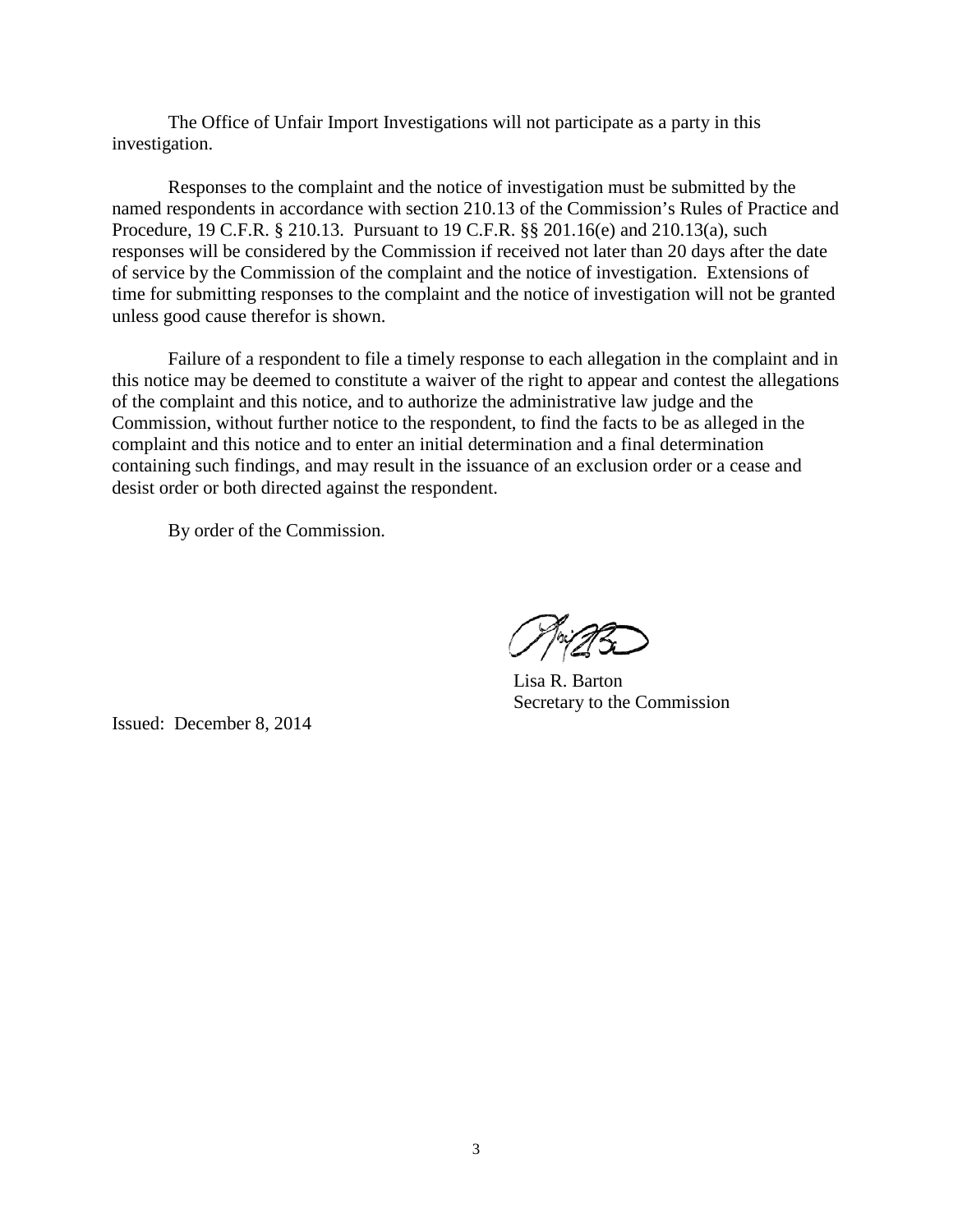The Office of Unfair Import Investigations will not participate as a party in this investigation.

Responses to the complaint and the notice of investigation must be submitted by the named respondents in accordance with section 210.13 of the Commission's Rules of Practice and Procedure, 19 C.F.R. § 210.13. Pursuant to 19 C.F.R. §§ 201.16(e) and 210.13(a), such responses will be considered by the Commission if received not later than 20 days after the date of service by the Commission of the complaint and the notice of investigation. Extensions of time for submitting responses to the complaint and the notice of investigation will not be granted unless good cause therefor is shown.

Failure of a respondent to file a timely response to each allegation in the complaint and in this notice may be deemed to constitute a waiver of the right to appear and contest the allegations of the complaint and this notice, and to authorize the administrative law judge and the Commission, without further notice to the respondent, to find the facts to be as alleged in the complaint and this notice and to enter an initial determination and a final determination containing such findings, and may result in the issuance of an exclusion order or a cease and desist order or both directed against the respondent.

By order of the Commission.

Lisa R. Barton
Secretary to the Commission

Issued: December 8, 2014